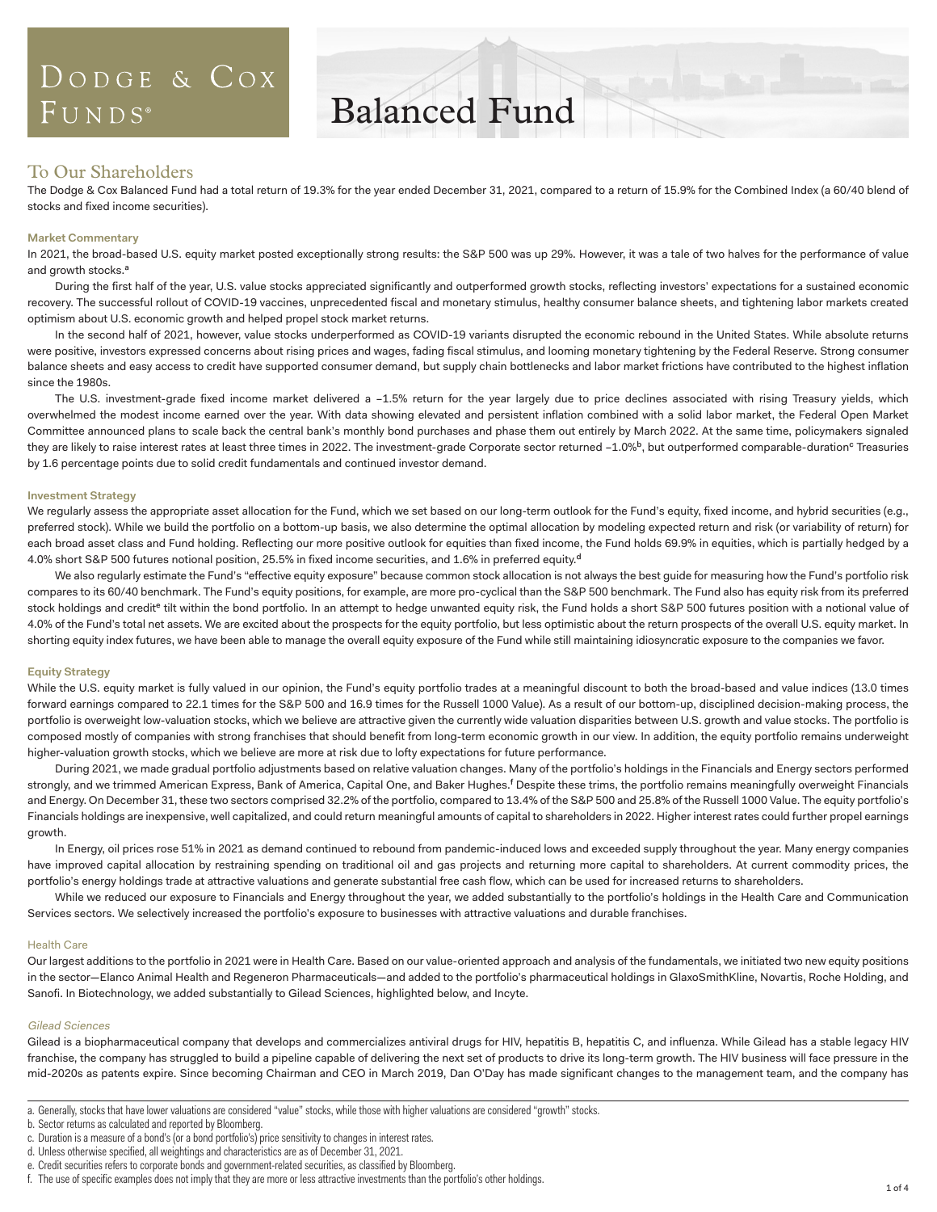# Dodge & Cox Funds®

# Balanced Fund

## To Our Shareholders

The Dodge & Cox Balanced Fund had a total return of 19.3% for the year ended December 31, 2021, compared to a return of 15.9% for the Combined Index (a 60/40 blend of stocks and fixed income securities).

### Market Commentary

In 2021, the broad-based U.S. equity market posted exceptionally strong results: the S&P 500 was up 29%. However, it was a tale of two halves for the performance of value and growth stocks.[a]

During the first half of the year, U.S. value stocks appreciated significantly and outperformed growth stocks, reflecting investors' expectations for a sustained economic recovery. The successful rollout of COVID-19 vaccines, unprecedented fiscal and monetary stimulus, healthy consumer balance sheets, and tightening labor markets created optimism about U.S. economic growth and helped propel stock market returns.

In the second half of 2021, however, value stocks underperformed as COVID-19 variants disrupted the economic rebound in the United States. While absolute returns were positive, investors expressed concerns about rising prices and wages, fading fiscal stimulus, and looming monetary tightening by the Federal Reserve. Strong consumer balance sheets and easy access to credit have supported consumer demand, but supply chain bottlenecks and labor market frictions have contributed to the highest inflation since the 1980s.

The U.S. investment-grade fixed income market delivered a −1.5% return for the year largely due to price declines associated with rising Treasury yields, which overwhelmed the modest income earned over the year. With data showing elevated and persistent inflation combined with a solid labor market, the Federal Open Market Committee announced plans to scale back the central bank's monthly bond purchases and phase them out entirely by March 2022. At the same time, policymakers signaled they are likely to raise interest rates at least three times in 2022. The investment-grade Corporate sector returned −1.0%[b], but outperformed comparable-duration[c] Treasuries by 1.6 percentage points due to solid credit fundamentals and continued investor demand.

### Investment Strategy

We regularly assess the appropriate asset allocation for the Fund, which we set based on our long-term outlook for the Fund's equity, fixed income, and hybrid securities (e.g., preferred stock). While we build the portfolio on a bottom-up basis, we also determine the optimal allocation by modeling expected return and risk (or variability of return) for each broad asset class and Fund holding. Reflecting our more positive outlook for equities than fixed income, the Fund holds 69.9% in equities, which is partially hedged by a 4.0% short S&P 500 futures notional position, 25.5% in fixed income securities, and 1.6% in preferred equity.[d]

We also regularly estimate the Fund's "effective equity exposure" because common stock allocation is not always the best guide for measuring how the Fund's portfolio risk compares to its 60/40 benchmark. The Fund's equity positions, for example, are more pro-cyclical than the S&P 500 benchmark. The Fund also has equity risk from its preferred stock holdings and credit[e] tilt within the bond portfolio. In an attempt to hedge unwanted equity risk, the Fund holds a short S&P 500 futures position with a notional value of 4.0% of the Fund's total net assets. We are excited about the prospects for the equity portfolio, but less optimistic about the return prospects of the overall U.S. equity market. In shorting equity index futures, we have been able to manage the overall equity exposure of the Fund while still maintaining idiosyncratic exposure to the companies we favor.

### Equity Strategy

While the U.S. equity market is fully valued in our opinion, the Fund's equity portfolio trades at a meaningful discount to both the broad-based and value indices (13.0 times forward earnings compared to 22.1 times for the S&P 500 and 16.9 times for the Russell 1000 Value). As a result of our bottom-up, disciplined decision-making process, the portfolio is overweight low-valuation stocks, which we believe are attractive given the currently wide valuation disparities between U.S. growth and value stocks. The portfolio is composed mostly of companies with strong franchises that should benefit from long-term economic growth in our view. In addition, the equity portfolio remains underweight higher-valuation growth stocks, which we believe are more at risk due to lofty expectations for future performance.

During 2021, we made gradual portfolio adjustments based on relative valuation changes. Many of the portfolio's holdings in the Financials and Energy sectors performed strongly, and we trimmed American Express, Bank of America, Capital One, and Baker Hughes.[f] Despite these trims, the portfolio remains meaningfully overweight Financials and Energy. On December 31, these two sectors comprised 32.2% of the portfolio, compared to 13.4% of the S&P 500 and 25.8% of the Russell 1000 Value. The equity portfolio's Financials holdings are inexpensive, well capitalized, and could return meaningful amounts of capital to shareholders in 2022. Higher interest rates could further propel earnings growth.

In Energy, oil prices rose 51% in 2021 as demand continued to rebound from pandemic-induced lows and exceeded supply throughout the year. Many energy companies have improved capital allocation by restraining spending on traditional oil and gas projects and returning more capital to shareholders. At current commodity prices, the portfolio's energy holdings trade at attractive valuations and generate substantial free cash flow, which can be used for increased returns to shareholders.

While we reduced our exposure to Financials and Energy throughout the year, we added substantially to the portfolio's holdings in the Health Care and Communication Services sectors. We selectively increased the portfolio's exposure to businesses with attractive valuations and durable franchises.

#### Health Care

Our largest additions to the portfolio in 2021 were in Health Care. Based on our value-oriented approach and analysis of the fundamentals, we initiated two new equity positions in the sector—Elanco Animal Health and Regeneron Pharmaceuticals—and added to the portfolio's pharmaceutical holdings in GlaxoSmithKline, Novartis, Roche Holding, and Sanofi. In Biotechnology, we added substantially to Gilead Sciences, highlighted below, and Incyte.

##### *Gilead Sciences*

Gilead is a biopharmaceutical company that develops and commercializes antiviral drugs for HIV, hepatitis B, hepatitis C, and influenza. While Gilead has a stable legacy HIV franchise, the company has struggled to build a pipeline capable of delivering the next set of products to drive its long-term growth. The HIV business will face pressure in the mid-2020s as patents expire. Since becoming Chairman and CEO in March 2019, Dan O'Day has made significant changes to the management team, and the company has

---

a. Generally, stocks that have lower valuations are considered "value" stocks, while those with higher valuations are considered "growth" stocks.

b. Sector returns as calculated and reported by Bloomberg.

c. Duration is a measure of a bond's (or a bond portfolio's) price sensitivity to changes in interest rates.

d. Unless otherwise specified, all weightings and characteristics are as of December 31, 2021.

e. Credit securities refers to corporate bonds and government-related securities, as classified by Bloomberg.

f. The use of specific examples does not imply that they are more or less attractive investments than the portfolio's other holdings.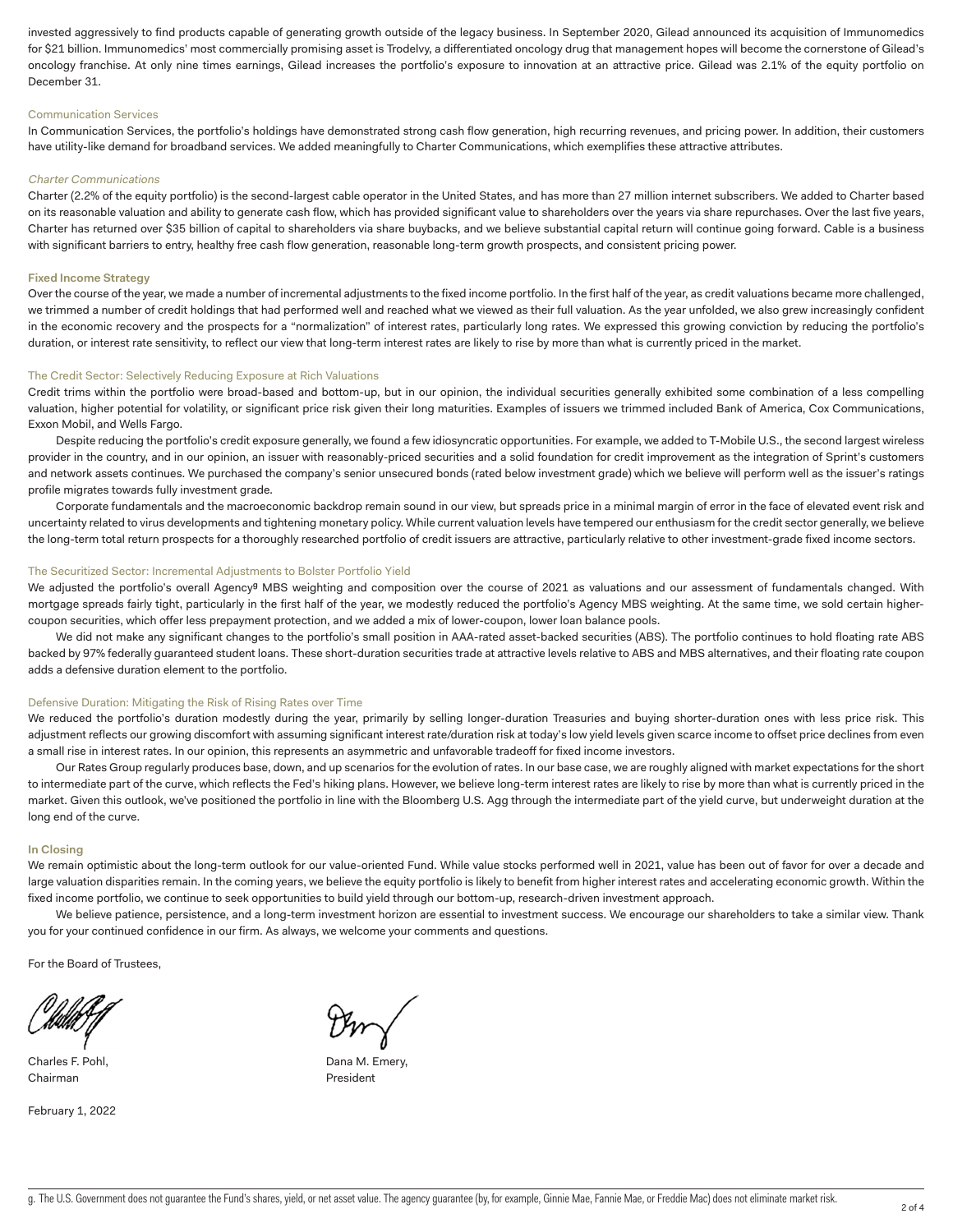invested aggressively to find products capable of generating growth outside of the legacy business. In September 2020, Gilead announced its acquisition of Immunomedics for $21 billion. Immunomedics' most commercially promising asset is Trodelvy, a differentiated oncology drug that management hopes will become the cornerstone of Gilead's oncology franchise. At only nine times earnings, Gilead increases the portfolio's exposure to innovation at an attractive price. Gilead was 2.1% of the equity portfolio on December 31.

### Communication Services

In Communication Services, the portfolio's holdings have demonstrated strong cash flow generation, high recurring revenues, and pricing power. In addition, their customers have utility-like demand for broadband services. We added meaningfully to Charter Communications, which exemplifies these attractive attributes.

#### *Charter Communications*

Charter (2.2% of the equity portfolio) is the second-largest cable operator in the United States, and has more than 27 million internet subscribers. We added to Charter based on its reasonable valuation and ability to generate cash flow, which has provided significant value to shareholders over the years via share repurchases. Over the last five years, Charter has returned over $35 billion of capital to shareholders via share buybacks, and we believe substantial capital return will continue going forward. Cable is a business with significant barriers to entry, healthy free cash flow generation, reasonable long-term growth prospects, and consistent pricing power.

## Fixed Income Strategy

Over the course of the year, we made a number of incremental adjustments to the fixed income portfolio. In the first half of the year, as credit valuations became more challenged, we trimmed a number of credit holdings that had performed well and reached what we viewed as their full valuation. As the year unfolded, we also grew increasingly confident in the economic recovery and the prospects for a "normalization" of interest rates, particularly long rates. We expressed this growing conviction by reducing the portfolio's duration, or interest rate sensitivity, to reflect our view that long-term interest rates are likely to rise by more than what is currently priced in the market.

### The Credit Sector: Selectively Reducing Exposure at Rich Valuations

Credit trims within the portfolio were broad-based and bottom-up, but in our opinion, the individual securities generally exhibited some combination of a less compelling valuation, higher potential for volatility, or significant price risk given their long maturities. Examples of issuers we trimmed included Bank of America, Cox Communications, Exxon Mobil, and Wells Fargo.

Despite reducing the portfolio's credit exposure generally, we found a few idiosyncratic opportunities. For example, we added to T-Mobile U.S., the second largest wireless provider in the country, and in our opinion, an issuer with reasonably-priced securities and a solid foundation for credit improvement as the integration of Sprint's customers and network assets continues. We purchased the company's senior unsecured bonds (rated below investment grade) which we believe will perform well as the issuer's ratings profile migrates towards fully investment grade.

Corporate fundamentals and the macroeconomic backdrop remain sound in our view, but spreads price in a minimal margin of error in the face of elevated event risk and uncertainty related to virus developments and tightening monetary policy. While current valuation levels have tempered our enthusiasm for the credit sector generally, we believe the long-term total return prospects for a thoroughly researched portfolio of credit issuers are attractive, particularly relative to other investment-grade fixed income sectors.

### The Securitized Sector: Incremental Adjustments to Bolster Portfolio Yield

We adjusted the portfolio's overall Agency[g] MBS weighting and composition over the course of 2021 as valuations and our assessment of fundamentals changed. With mortgage spreads fairly tight, particularly in the first half of the year, we modestly reduced the portfolio's Agency MBS weighting. At the same time, we sold certain higher-coupon securities, which offer less prepayment protection, and we added a mix of lower-coupon, lower loan balance pools.

We did not make any significant changes to the portfolio's small position in AAA-rated asset-backed securities (ABS). The portfolio continues to hold floating rate ABS backed by 97% federally guaranteed student loans. These short-duration securities trade at attractive levels relative to ABS and MBS alternatives, and their floating rate coupon adds a defensive duration element to the portfolio.

### Defensive Duration: Mitigating the Risk of Rising Rates over Time

We reduced the portfolio's duration modestly during the year, primarily by selling longer-duration Treasuries and buying shorter-duration ones with less price risk. This adjustment reflects our growing discomfort with assuming significant interest rate/duration risk at today's low yield levels given scarce income to offset price declines from even a small rise in interest rates. In our opinion, this represents an asymmetric and unfavorable tradeoff for fixed income investors.

Our Rates Group regularly produces base, down, and up scenarios for the evolution of rates. In our base case, we are roughly aligned with market expectations for the short to intermediate part of the curve, which reflects the Fed's hiking plans. However, we believe long-term interest rates are likely to rise by more than what is currently priced in the market. Given this outlook, we've positioned the portfolio in line with the Bloomberg U.S. Agg through the intermediate part of the yield curve, but underweight duration at the long end of the curve.

## In Closing

We remain optimistic about the long-term outlook for our value-oriented Fund. While value stocks performed well in 2021, value has been out of favor for over a decade and large valuation disparities remain. In the coming years, we believe the equity portfolio is likely to benefit from higher interest rates and accelerating economic growth. Within the fixed income portfolio, we continue to seek opportunities to build yield through our bottom-up, research-driven investment approach.

We believe patience, persistence, and a long-term investment horizon are essential to investment success. We encourage our shareholders to take a similar view. Thank you for your continued confidence in our firm. As always, we welcome your comments and questions.

For the Board of Trustees,

Charles F. Pohl,
Chairman

Dana M. Emery,
President

February 1, 2022

g. The U.S. Government does not guarantee the Fund's shares, yield, or net asset value. The agency guarantee (by, for example, Ginnie Mae, Fannie Mae, or Freddie Mac) does not eliminate market risk.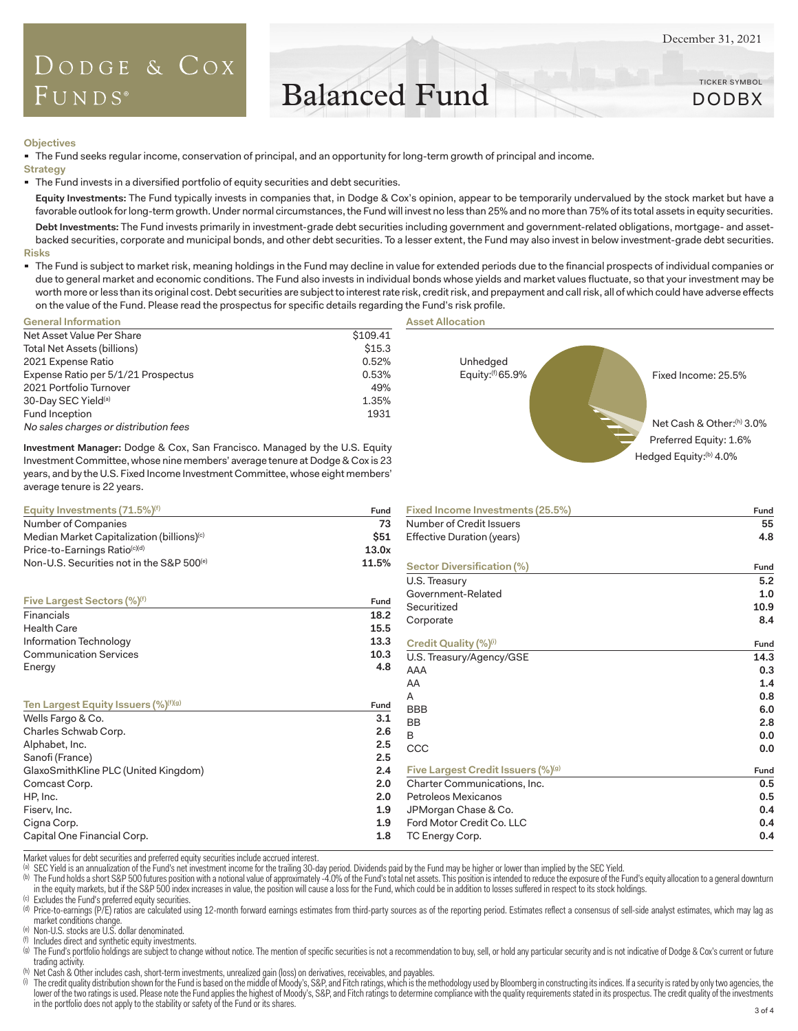# Dodge & Cox Funds® — Balanced Fund

December 31, 2021

TICKER SYMBOL DODBX

### Objectives

- The Fund seeks regular income, conservation of principal, and an opportunity for long-term growth of principal and income.

### Strategy

- The Fund invests in a diversified portfolio of equity securities and debt securities.

**Equity Investments:** The Fund typically invests in companies that, in Dodge & Cox's opinion, appear to be temporarily undervalued by the stock market but have a favorable outlook for long-term growth. Under normal circumstances, the Fund will invest no less than 25% and no more than 75% of its total assets in equity securities.

**Debt Investments:** The Fund invests primarily in investment-grade debt securities including government and government-related obligations, mortgage- and asset-backed securities, corporate and municipal bonds, and other debt securities. To a lesser extent, the Fund may also invest in below investment-grade debt securities.

### Risks

- The Fund is subject to market risk, meaning holdings in the Fund may decline in value for extended periods due to the financial prospects of individual companies or due to general market and economic conditions. The Fund also invests in individual bonds whose yields and market values fluctuate, so that your investment may be worth more or less than its original cost. Debt securities are subject to interest rate risk, credit risk, and prepayment and call risk, all of which could have adverse effects on the value of the Fund. Please read the prospectus for specific details regarding the Fund's risk profile.

### General Information

| | |
|---|---|
| Net Asset Value Per Share | $109.41 |
| Total Net Assets (billions) | $15.3 |
| 2021 Expense Ratio | 0.52% |
| Expense Ratio per 5/1/21 Prospectus | 0.53% |
| 2021 Portfolio Turnover | 49% |
| 30-Day SEC Yield[a] | 1.35% |
| Fund Inception | 1931 |

*No sales charges or distribution fees*

**Investment Manager:** Dodge & Cox, San Francisco. Managed by the U.S. Equity Investment Committee, whose nine members' average tenure at Dodge & Cox is 23 years, and by the U.S. Fixed Income Investment Committee, whose eight members' average tenure is 22 years.

### Asset Allocation

- Unhedged Equity:[f] 65.9%
- Fixed Income: 25.5%
- Net Cash & Other:[h] 3.0%
- Preferred Equity: 1.6%
- Hedged Equity:[b] 4.0%

| Equity Investments (71.5%)[f] | Fund |
|---|---|
| Number of Companies | 73 |
| Median Market Capitalization (billions)[c] | $51 |
| Price-to-Earnings Ratio[c][d] | 13.0x |
| Non-U.S. Securities not in the S&P 500[e] | 11.5% |

| Five Largest Sectors (%)[f] | Fund |
|---|---|
| Financials | 18.2 |
| Health Care | 15.5 |
| Information Technology | 13.3 |
| Communication Services | 10.3 |
| Energy | 4.8 |

| Ten Largest Equity Issuers (%)[f][g] | Fund |
|---|---|
| Wells Fargo & Co. | 3.1 |
| Charles Schwab Corp. | 2.6 |
| Alphabet, Inc. | 2.5 |
| Sanofi (France) | 2.5 |
| GlaxoSmithKline PLC (United Kingdom) | 2.4 |
| Comcast Corp. | 2.0 |
| HP, Inc. | 2.0 |
| Fiserv, Inc. | 1.9 |
| Cigna Corp. | 1.9 |
| Capital One Financial Corp. | 1.8 |

| Fixed Income Investments (25.5%) | Fund |
|---|---|
| Number of Credit Issuers | 55 |
| Effective Duration (years) | 4.8 |

| Sector Diversification (%) | Fund |
|---|---|
| U.S. Treasury | 5.2 |
| Government-Related | 1.0 |
| Securitized | 10.9 |
| Corporate | 8.4 |

| Credit Quality (%)[i] | Fund |
|---|---|
| U.S. Treasury/Agency/GSE | 14.3 |
| AAA | 0.3 |
| AA | 1.4 |
| A | 0.8 |
| BBB | 6.0 |
| BB | 2.8 |
| B | 0.0 |
| CCC | 0.0 |

| Five Largest Credit Issuers (%)[g] | Fund |
|---|---|
| Charter Communications, Inc. | 0.5 |
| Petroleos Mexicanos | 0.5 |
| JPMorgan Chase & Co. | 0.4 |
| Ford Motor Credit Co. LLC | 0.4 |
| TC Energy Corp. | 0.4 |

Market values for debt securities and preferred equity securities include accrued interest.

[a] SEC Yield is an annualization of the Fund's net investment income for the trailing 30-day period. Dividends paid by the Fund may be higher or lower than implied by the SEC Yield.

[b] The Fund holds a short S&P 500 futures position with a notional value of approximately -4.0% of the Fund's total net assets. This position is intended to reduce the exposure of the Fund's equity allocation to a general downturn in the equity markets, but if the S&P 500 index increases in value, the position will cause a loss for the Fund, which could be in addition to losses suffered in respect to its stock holdings.

[c] Excludes the Fund's preferred equity securities.

[d] Price-to-earnings (P/E) ratios are calculated using 12-month forward earnings estimates from third-party sources as of the reporting period. Estimates reflect a consensus of sell-side analyst estimates, which may lag as market conditions change.

[e] Non-U.S. stocks are U.S. dollar denominated.

[f] Includes direct and synthetic equity investments.

[g] The Fund's portfolio holdings are subject to change without notice. The mention of specific securities is not a recommendation to buy, sell, or hold any particular security and is not indicative of Dodge & Cox's current or future trading activity.

[h] Net Cash & Other includes cash, short-term investments, unrealized gain (loss) on derivatives, receivables, and payables.

[i] The credit quality distribution shown for the Fund is based on the middle of Moody's, S&P, and Fitch ratings, which is the methodology used by Bloomberg in constructing its indices. If a security is rated by only two agencies, the lower of the two ratings is used. Please note the Fund applies the highest of Moody's, S&P, and Fitch ratings to determine compliance with the quality requirements stated in its prospectus. The credit quality of the investments in the portfolio does not apply to the stability or safety of the Fund or its shares.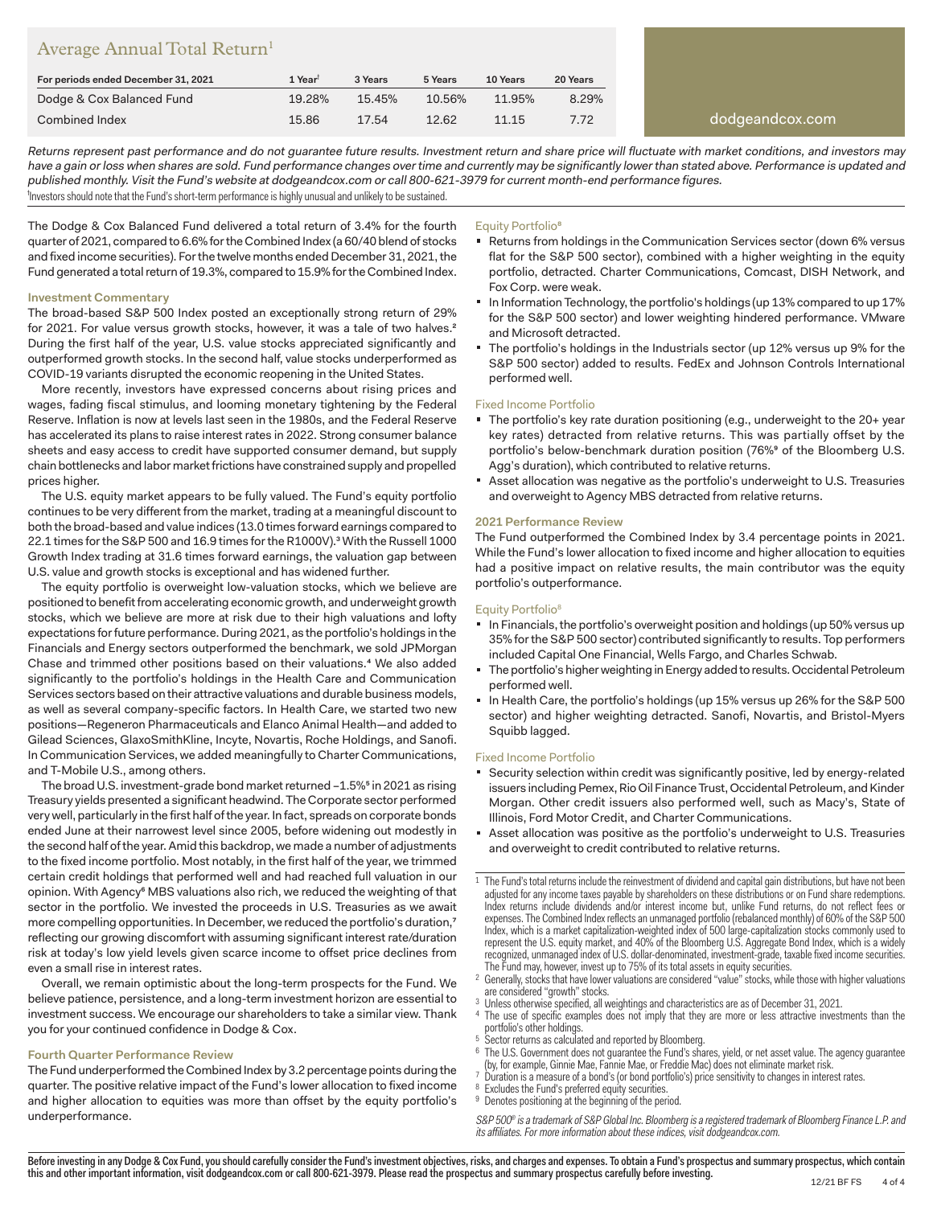## Average Annual Total Return[1]

| For periods ended December 31, 2021 | 1 Year[‡] | 3 Years | 5 Years | 10 Years | 20 Years |
|---|---|---|---|---|---|
| Dodge & Cox Balanced Fund | 19.28% | 15.45% | 10.56% | 11.95% | 8.29% |
| Combined Index | 15.86 | 17.54 | 12.62 | 11.15 | 7.72 |

dodgeandcox.com

*Returns represent past performance and do not guarantee future results. Investment return and share price will fluctuate with market conditions, and investors may have a gain or loss when shares are sold. Fund performance changes over time and currently may be significantly lower than stated above. Performance is updated and published monthly. Visit the Fund's website at dodgeandcox.com or call 800-621-3979 for current month-end performance figures.*

[‡]Investors should note that the Fund's short-term performance is highly unusual and unlikely to be sustained.

The Dodge & Cox Balanced Fund delivered a total return of 3.4% for the fourth quarter of 2021, compared to 6.6% for the Combined Index (a 60/40 blend of stocks and fixed income securities). For the twelve months ended December 31, 2021, the Fund generated a total return of 19.3%, compared to 15.9% for the Combined Index.

### Investment Commentary

The broad-based S&P 500 Index posted an exceptionally strong return of 29% for 2021. For value versus growth stocks, however, it was a tale of two halves.[2] During the first half of the year, U.S. value stocks appreciated significantly and outperformed growth stocks. In the second half, value stocks underperformed as COVID-19 variants disrupted the economic reopening in the United States.

More recently, investors have expressed concerns about rising prices and wages, fading fiscal stimulus, and looming monetary tightening by the Federal Reserve. Inflation is now at levels last seen in the 1980s, and the Federal Reserve has accelerated its plans to raise interest rates in 2022. Strong consumer balance sheets and easy access to credit have supported consumer demand, but supply chain bottlenecks and labor market frictions have constrained supply and propelled prices higher.

The U.S. equity market appears to be fully valued. The Fund's equity portfolio continues to be very different from the market, trading at a meaningful discount to both the broad-based and value indices (13.0 times forward earnings compared to 22.1 times for the S&P 500 and 16.9 times for the R1000V).[3] With the Russell 1000 Growth Index trading at 31.6 times forward earnings, the valuation gap between U.S. value and growth stocks is exceptional and has widened further.

The equity portfolio is overweight low-valuation stocks, which we believe are positioned to benefit from accelerating economic growth, and underweight growth stocks, which we believe are more at risk due to their high valuations and lofty expectations for future performance. During 2021, as the portfolio's holdings in the Financials and Energy sectors outperformed the benchmark, we sold JPMorgan Chase and trimmed other positions based on their valuations.[4] We also added significantly to the portfolio's holdings in the Health Care and Communication Services sectors based on their attractive valuations and durable business models, as well as several company-specific factors. In Health Care, we started two new positions—Regeneron Pharmaceuticals and Elanco Animal Health—and added to Gilead Sciences, GlaxoSmithKline, Incyte, Novartis, Roche Holdings, and Sanofi. In Communication Services, we added meaningfully to Charter Communications, and T-Mobile U.S., among others.

The broad U.S. investment-grade bond market returned –1.5%[5] in 2021 as rising Treasury yields presented a significant headwind. The Corporate sector performed very well, particularly in the first half of the year. In fact, spreads on corporate bonds ended June at their narrowest level since 2005, before widening out modestly in the second half of the year. Amid this backdrop, we made a number of adjustments to the fixed income portfolio. Most notably, in the first half of the year, we trimmed certain credit holdings that performed well and had reached full valuation in our opinion. With Agency[6] MBS valuations also rich, we reduced the weighting of that sector in the portfolio. We invested the proceeds in U.S. Treasuries as we await more compelling opportunities. In December, we reduced the portfolio's duration,[7] reflecting our growing discomfort with assuming significant interest rate/duration risk at today's low yield levels given scarce income to offset price declines from even a small rise in interest rates.

Overall, we remain optimistic about the long-term prospects for the Fund. We believe patience, persistence, and a long-term investment horizon are essential to investment success. We encourage our shareholders to take a similar view. Thank you for your continued confidence in Dodge & Cox.

### Fourth Quarter Performance Review

The Fund underperformed the Combined Index by 3.2 percentage points during the quarter. The positive relative impact of the Fund's lower allocation to fixed income and higher allocation to equities was more than offset by the equity portfolio's underperformance.

#### Equity Portfolio[8]

- Returns from holdings in the Communication Services sector (down 6% versus flat for the S&P 500 sector), combined with a higher weighting in the equity portfolio, detracted. Charter Communications, Comcast, DISH Network, and Fox Corp. were weak.
- In Information Technology, the portfolio's holdings (up 13% compared to up 17% for the S&P 500 sector) and lower weighting hindered performance. VMware and Microsoft detracted.
- The portfolio's holdings in the Industrials sector (up 12% versus up 9% for the S&P 500 sector) added to results. FedEx and Johnson Controls International performed well.

#### Fixed Income Portfolio

- The portfolio's key rate duration positioning (e.g., underweight to the 20+ year key rates) detracted from relative returns. This was partially offset by the portfolio's below-benchmark duration position (76%[9] of the Bloomberg U.S. Agg's duration), which contributed to relative returns.
- Asset allocation was negative as the portfolio's underweight to U.S. Treasuries and overweight to Agency MBS detracted from relative returns.

### 2021 Performance Review

The Fund outperformed the Combined Index by 3.4 percentage points in 2021. While the Fund's lower allocation to fixed income and higher allocation to equities had a positive impact on relative results, the main contributor was the equity portfolio's outperformance.

#### Equity Portfolio[8]

- In Financials, the portfolio's overweight position and holdings (up 50% versus up 35% for the S&P 500 sector) contributed significantly to results. Top performers included Capital One Financial, Wells Fargo, and Charles Schwab.
- The portfolio's higher weighting in Energy added to results. Occidental Petroleum performed well.
- In Health Care, the portfolio's holdings (up 15% versus up 26% for the S&P 500 sector) and higher weighting detracted. Sanofi, Novartis, and Bristol-Myers Squibb lagged.

#### Fixed Income Portfolio

- Security selection within credit was significantly positive, led by energy-related issuers including Pemex, Rio Oil Finance Trust, Occidental Petroleum, and Kinder Morgan. Other credit issuers also performed well, such as Macy's, State of Illinois, Ford Motor Credit, and Charter Communications.
- Asset allocation was positive as the portfolio's underweight to U.S. Treasuries and overweight to credit contributed to relative returns.

---

1 The Fund's total returns include the reinvestment of dividend and capital gain distributions, but have not been adjusted for any income taxes payable by shareholders on these distributions or on Fund share redemptions. Index returns include dividends and/or interest income but, unlike Fund returns, do not reflect fees or expenses. The Combined Index reflects an unmanaged portfolio (rebalanced monthly) of 60% of the S&P 500 Index, which is a market capitalization-weighted index of 500 large-capitalization stocks commonly used to represent the U.S. equity market, and 40% of the Bloomberg U.S. Aggregate Bond Index, which is a widely recognized, unmanaged index of U.S. dollar-denominated, investment-grade, taxable fixed income securities. The Fund may, however, invest up to 75% of its total assets in equity securities.

2 Generally, stocks that have lower valuations are considered "value" stocks, while those with higher valuations are considered "growth" stocks.

3 Unless otherwise specified, all weightings and characteristics are as of December 31, 2021.

4 The use of specific examples does not imply that they are more or less attractive investments than the portfolio's other holdings.

5 Sector returns as calculated and reported by Bloomberg.

6 The U.S. Government does not guarantee the Fund's shares, yield, or net asset value. The agency guarantee (by, for example, Ginnie Mae, Fannie Mae, or Freddie Mac) does not eliminate market risk.

7 Duration is a measure of a bond's (or bond portfolio's) price sensitivity to changes in interest rates.

8 Excludes the Fund's preferred equity securities.

9 Denotes positioning at the beginning of the period.

*S&P 500® is a trademark of S&P Global Inc. Bloomberg is a registered trademark of Bloomberg Finance L.P. and its affiliates. For more information about these indices, visit dodgeandcox.com.*

**Before investing in any Dodge & Cox Fund, you should carefully consider the Fund's investment objectives, risks, and charges and expenses. To obtain a Fund's prospectus and summary prospectus, which contain this and other important information, visit dodgeandcox.com or call 800-621-3979. Please read the prospectus and summary prospectus carefully before investing.**

12/21 BF FS